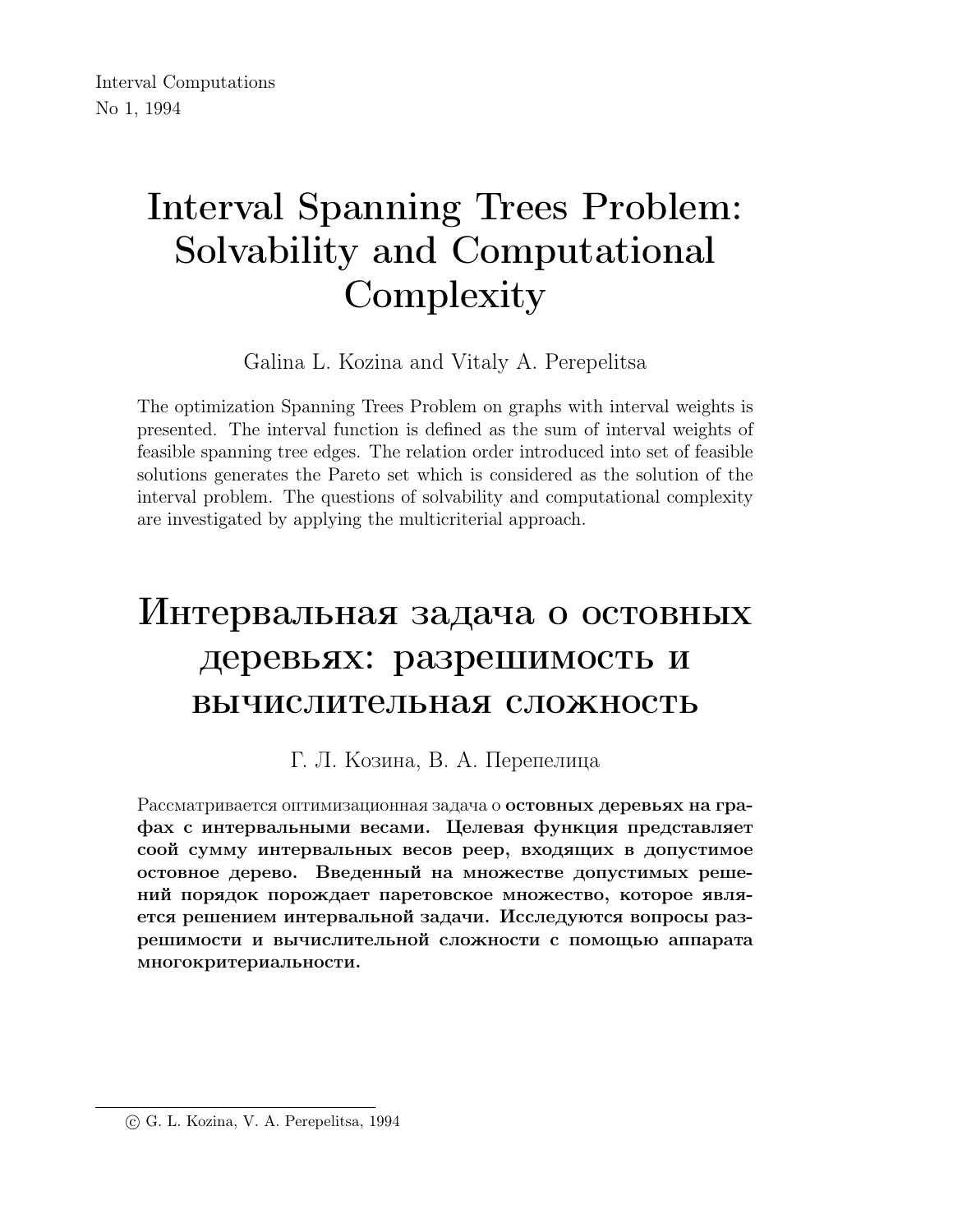Interval Computations
No 1, 1994

# Interval Spanning Trees Problem: Solvability and Computational Complexity

Galina L. Kozina and Vitaly A. Perepelitsa

The optimization Spanning Trees Problem on graphs with interval weights is presented. The interval function is defined as the sum of interval weights of feasible spanning tree edges. The relation order introduced into set of feasible solutions generates the Pareto set which is considered as the solution of the interval problem. The questions of solvability and computational complexity are investigated by applying the multicriterial approach.

# Интервальная задача о остовных деревьях: разрешимость и вычислительная сложность

Г. Л. Козина, В. А. Перепелица

Рассматривается оптимизационная задача о **остовных деревьях на графах с интервальными весами. Целевая функция представляет соой сумму интервальных весов реер, входящих в допустимое остовное дерево. Введенный на множестве допустимых решений порядок порождает паретовское множество, которое является решением интервальной задачи. Исследуются вопросы разрешимости и вычислительной сложности с помощью аппарата многокритериальности.**

---

© G. L. Kozina, V. A. Perepelitsa, 1994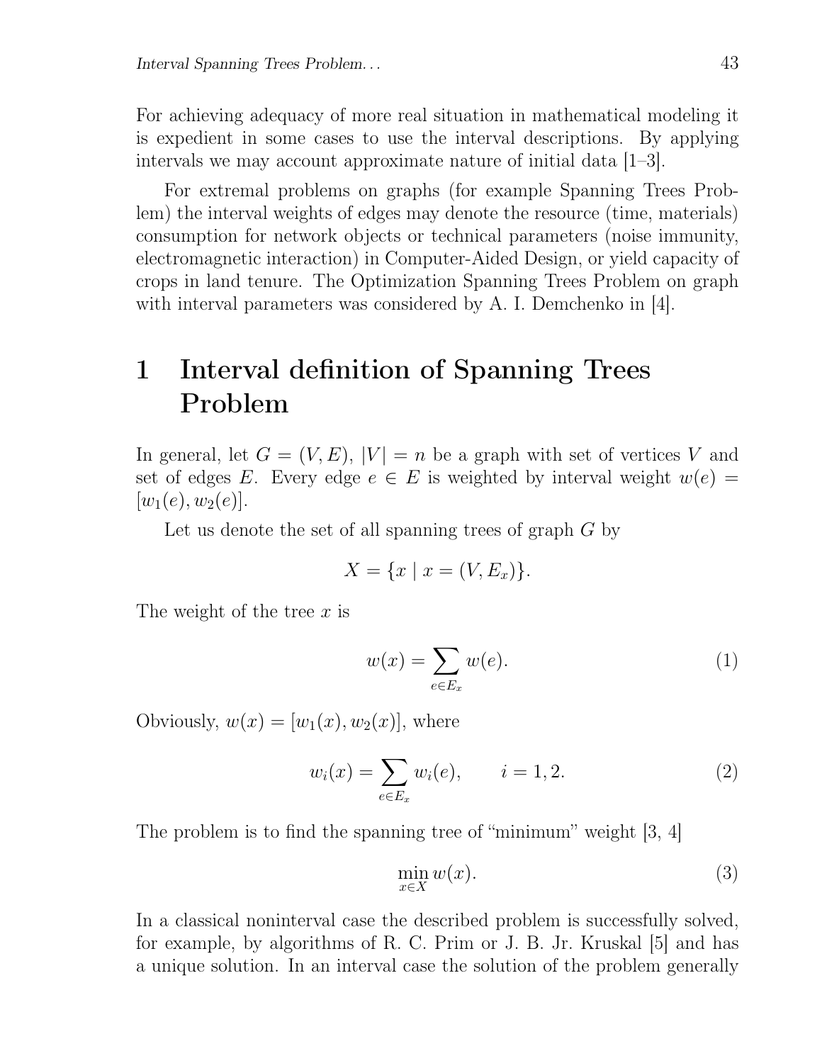For achieving adequacy of more real situation in mathematical modeling it is expedient in some cases to use the interval descriptions. By applying intervals we may account approximate nature of initial data [1–3].

For extremal problems on graphs (for example Spanning Trees Problem) the interval weights of edges may denote the resource (time, materials) consumption for network objects or technical parameters (noise immunity, electromagnetic interaction) in Computer-Aided Design, or yield capacity of crops in land tenure. The Optimization Spanning Trees Problem on graph with interval parameters was considered by A. I. Demchenko in [4].

# 1 Interval definition of Spanning Trees Problem

In general, let $G = (V, E)$, $|V| = n$ be a graph with set of vertices $V$ and set of edges $E$. Every edge $e \in E$ is weighted by interval weight $w(e) = [w_1(e), w_2(e)]$.

Let us denote the set of all spanning trees of graph $G$ by

$$X = \{x \mid x = (V, E_x)\}.$$

The weight of the tree $x$ is

$$w(x) = \sum_{e \in E_x} w(e). \tag{1}$$

Obviously, $w(x) = [w_1(x), w_2(x)]$, where

$$w_i(x) = \sum_{e \in E_x} w_i(e), \qquad i = 1, 2. \tag{2}$$

The problem is to find the spanning tree of "minimum" weight [3, 4]

$$\min_{x \in X} w(x). \tag{3}$$

In a classical noninterval case the described problem is successfully solved, for example, by algorithms of R. C. Prim or J. B. Jr. Kruskal [5] and has a unique solution. In an interval case the solution of the problem generally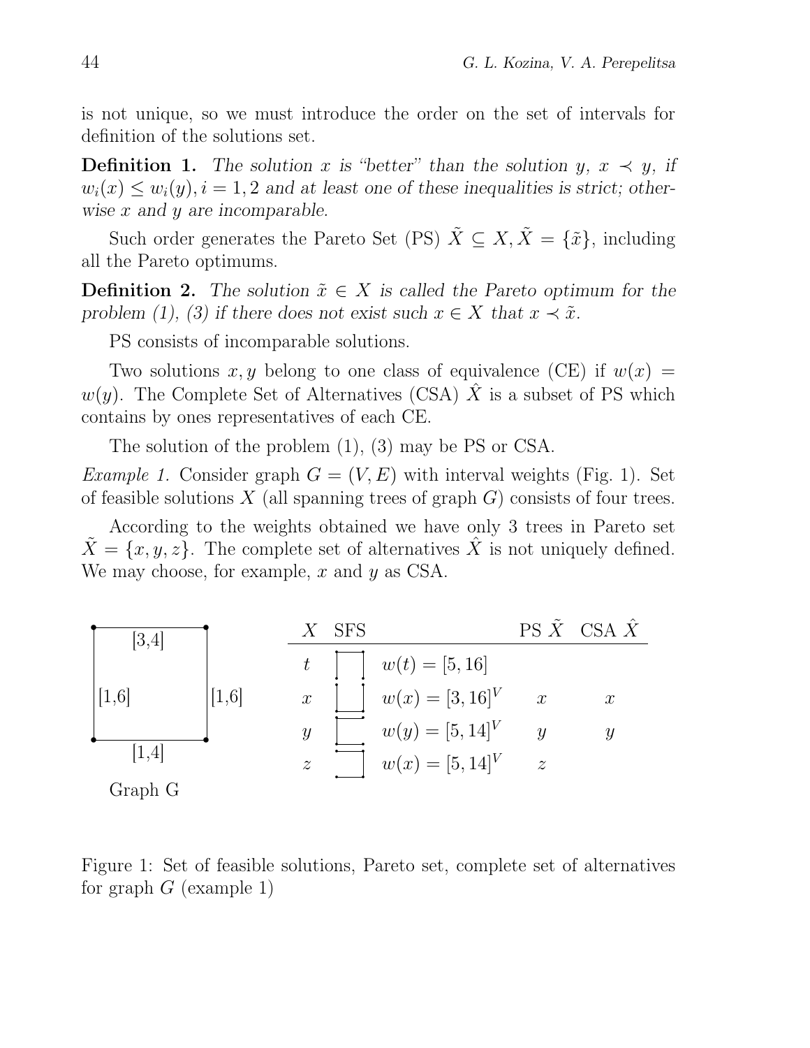is not unique, so we must introduce the order on the set of intervals for definition of the solutions set.

**Definition 1.** *The solution $x$ is "better" than the solution $y$, $x \prec y$, if $w_i(x) \leq w_i(y), i = 1, 2$ and at least one of these inequalities is strict; otherwise $x$ and $y$ are incomparable.*

Such order generates the Pareto Set (PS) $\tilde{X} \subseteq X, \tilde{X} = \{\tilde{x}\}$, including all the Pareto optimums.

**Definition 2.** *The solution $\tilde{x} \in X$ is called the Pareto optimum for the problem (1), (3) if there does not exist such $x \in X$ that $x \prec \tilde{x}$.*

PS consists of incomparable solutions.

Two solutions $x, y$ belong to one class of equivalence (CE) if $w(x) = w(y)$. The Complete Set of Alternatives (CSA) $\hat{X}$ is a subset of PS which contains by ones representatives of each CE.

The solution of the problem (1), (3) may be PS or CSA.

*Example 1.* Consider graph $G = (V, E)$ with interval weights (Fig. 1). Set of feasible solutions $X$ (all spanning trees of graph $G$) consists of four trees.

According to the weights obtained we have only 3 trees in Pareto set $\tilde{X} = \{x, y, z\}$. The complete set of alternatives $\hat{X}$ is not uniquely defined. We may choose, for example, $x$ and $y$ as CSA.

Graph G: edges [3,4], [1,6], [1,6], [1,4]

| $X$ | SFS | | PS $\tilde{X}$ | CSA $\hat{X}$ |
|---|---|---|---|---|
| $t$ | | $w(t) = [5, 16]$ | | |
| $x$ | | $w(x) = [3, 16]^V$ | $x$ | $x$ |
| $y$ | | $w(y) = [5, 14]^V$ | $y$ | $y$ |
| $z$ | | $w(x) = [5, 14]^V$ | $z$ | |

Figure 1: Set of feasible solutions, Pareto set, complete set of alternatives for graph $G$ (example 1)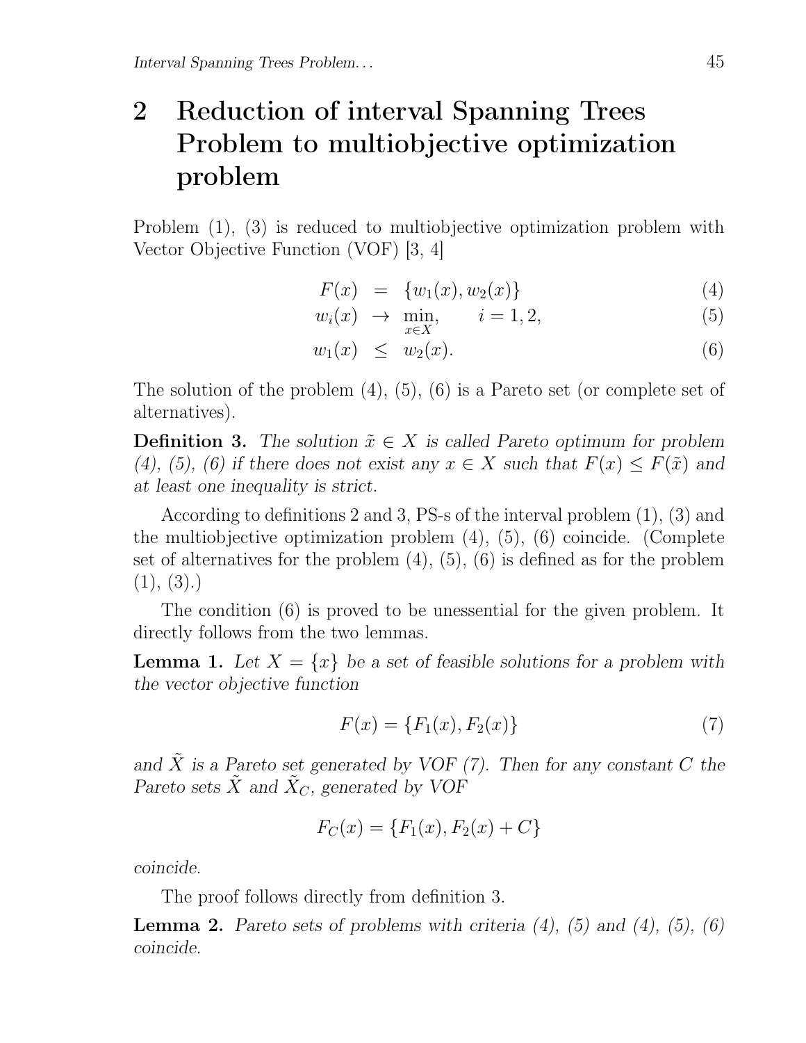## 2 Reduction of interval Spanning Trees Problem to multiobjective optimization problem

Problem (1), (3) is reduced to multiobjective optimization problem with Vector Objective Function (VOF) [3, 4]

$$F(x) = \{w_1(x), w_2(x)\} \tag{4}$$

$$w_i(x) \to \min_{x \in X}, \qquad i = 1, 2, \tag{5}$$

$$w_1(x) \leq w_2(x). \tag{6}$$

The solution of the problem (4), (5), (6) is a Pareto set (or complete set of alternatives).

**Definition 3.** *The solution $\tilde{x} \in X$ is called Pareto optimum for problem (4), (5), (6) if there does not exist any $x \in X$ such that $F(x) \leq F(\tilde{x})$ and at least one inequality is strict.*

According to definitions 2 and 3, PS-s of the interval problem (1), (3) and the multiobjective optimization problem (4), (5), (6) coincide. (Complete set of alternatives for the problem (4), (5), (6) is defined as for the problem (1), (3).)

The condition (6) is proved to be unessential for the given problem. It directly follows from the two lemmas.

**Lemma 1.** *Let $X = \{x\}$ be a set of feasible solutions for a problem with the vector objective function*

$$F(x) = \{F_1(x), F_2(x)\} \tag{7}$$

*and $\tilde{X}$ is a Pareto set generated by VOF (7). Then for any constant $C$ the Pareto sets $\tilde{X}$ and $\tilde{X}_C$, generated by VOF*

$$F_C(x) = \{F_1(x), F_2(x) + C\}$$

*coincide.*

The proof follows directly from definition 3.

**Lemma 2.** *Pareto sets of problems with criteria (4), (5) and (4), (5), (6) coincide.*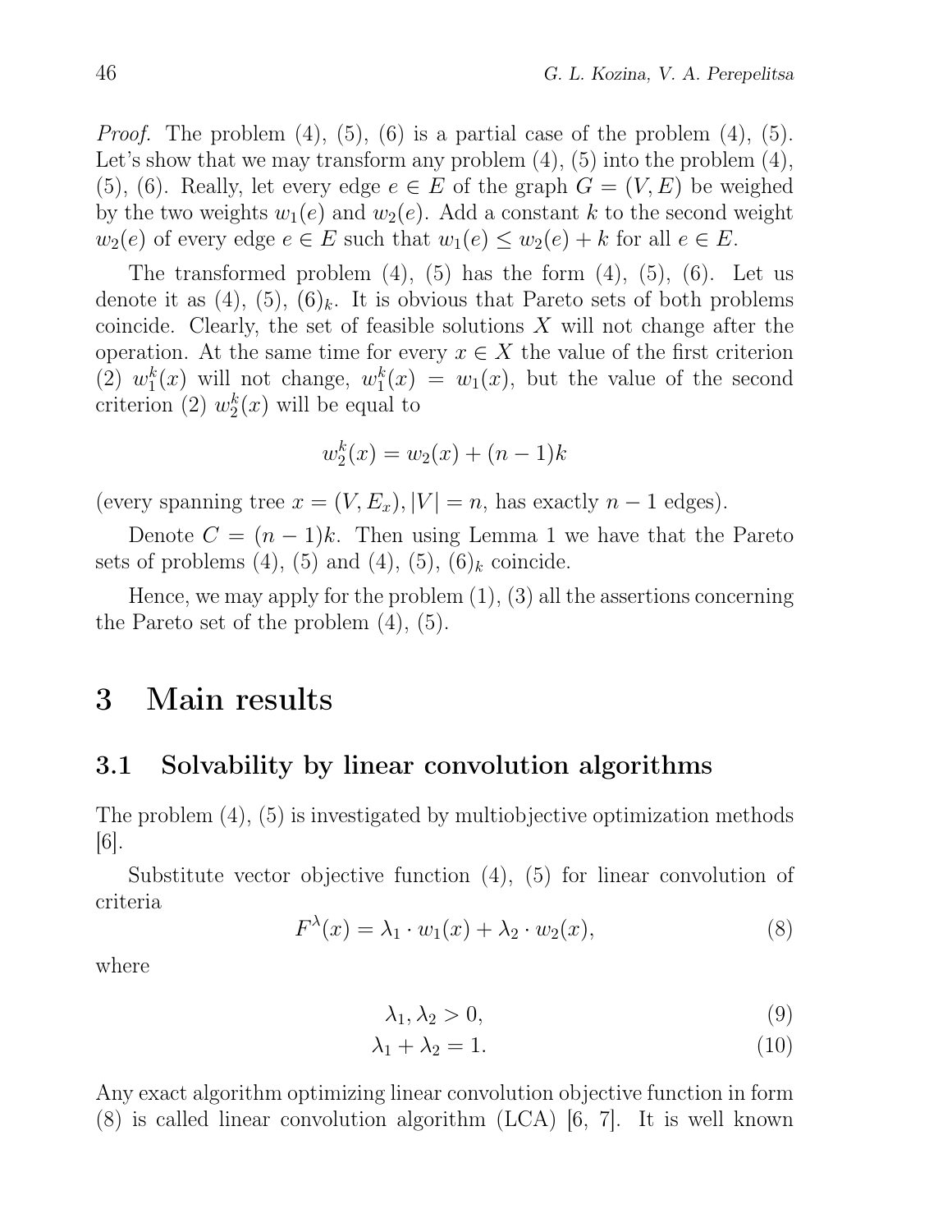*Proof.* The problem (4), (5), (6) is a partial case of the problem (4), (5). Let's show that we may transform any problem (4), (5) into the problem (4), (5), (6). Really, let every edge $e \in E$ of the graph $G = (V, E)$ be weighed by the two weights $w_1(e)$ and $w_2(e)$. Add a constant $k$ to the second weight $w_2(e)$ of every edge $e \in E$ such that $w_1(e) \leq w_2(e) + k$ for all $e \in E$.

The transformed problem (4), (5) has the form (4), (5), (6). Let us denote it as (4), (5), $(6)_k$. It is obvious that Pareto sets of both problems coincide. Clearly, the set of feasible solutions $X$ will not change after the operation. At the same time for every $x \in X$ the value of the first criterion (2) $w_1^k(x)$ will not change, $w_1^k(x) = w_1(x)$, but the value of the second criterion (2) $w_2^k(x)$ will be equal to

$$w_2^k(x) = w_2(x) + (n-1)k$$

(every spanning tree $x = (V, E_x), |V| = n$, has exactly $n - 1$ edges).

Denote $C = (n-1)k$. Then using Lemma 1 we have that the Pareto sets of problems (4), (5) and (4), (5), $(6)_k$ coincide.

Hence, we may apply for the problem (1), (3) all the assertions concerning the Pareto set of the problem (4), (5).

# 3 Main results

## 3.1 Solvability by linear convolution algorithms

The problem (4), (5) is investigated by multiobjective optimization methods [6].

Substitute vector objective function (4), (5) for linear convolution of criteria

$$F^{\lambda}(x) = \lambda_1 \cdot w_1(x) + \lambda_2 \cdot w_2(x), \tag{8}$$

where

$$\lambda_1, \lambda_2 > 0, \tag{9}$$

$$\lambda_1 + \lambda_2 = 1. \tag{10}$$

Any exact algorithm optimizing linear convolution objective function in form (8) is called linear convolution algorithm (LCA) [6, 7]. It is well known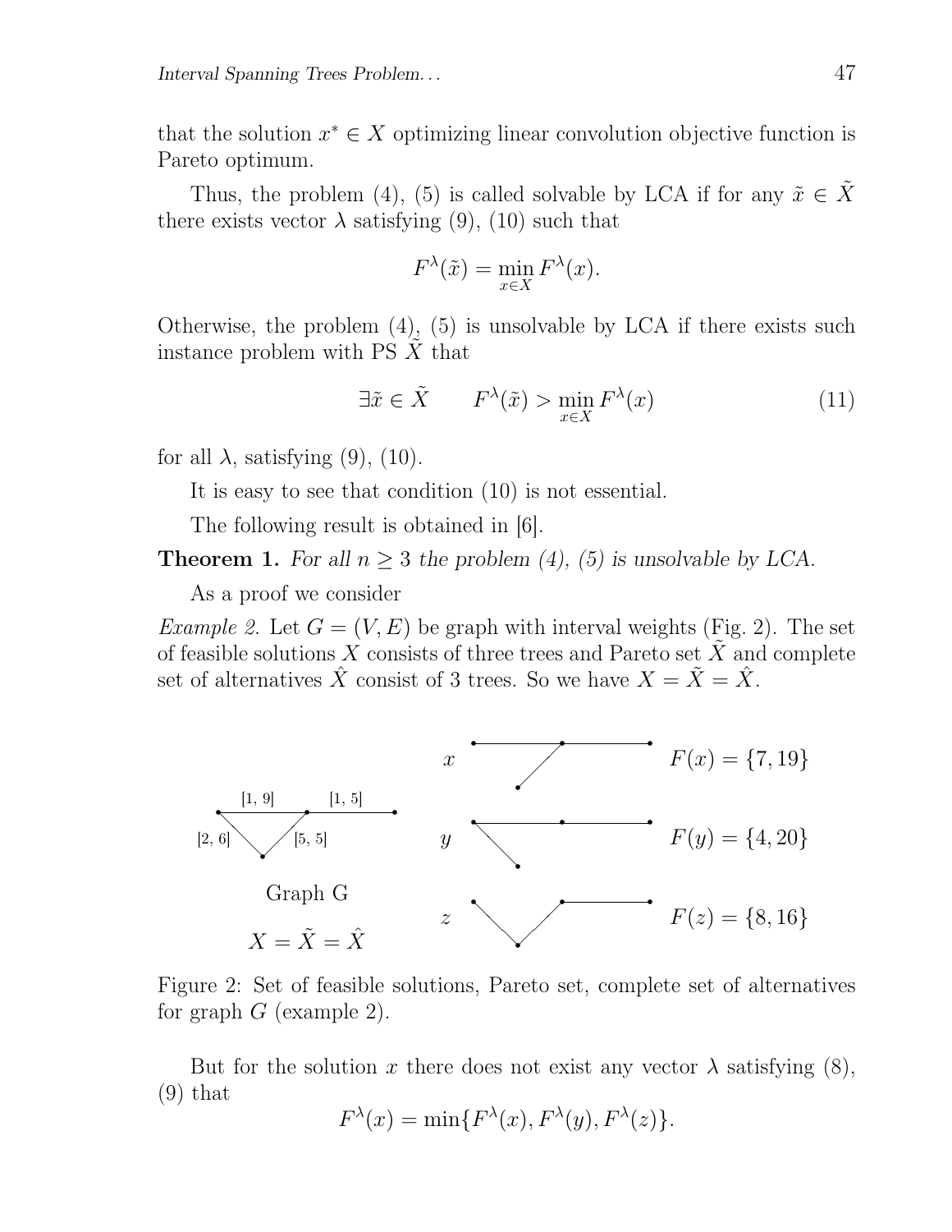that the solution $x^* \in X$ optimizing linear convolution objective function is Pareto optimum.

Thus, the problem (4), (5) is called solvable by LCA if for any $\tilde{x} \in \tilde{X}$ there exists vector $\lambda$ satisfying (9), (10) such that

$$F^{\lambda}(\tilde{x}) = \min_{x \in X} F^{\lambda}(x).$$

Otherwise, the problem (4), (5) is unsolvable by LCA if there exists such instance problem with PS $\tilde{X}$ that

$$\exists \tilde{x} \in \tilde{X} \qquad F^{\lambda}(\tilde{x}) > \min_{x \in X} F^{\lambda}(x) \tag{11}$$

for all $\lambda$, satisfying (9), (10).

It is easy to see that condition (10) is not essential.

The following result is obtained in [6].

**Theorem 1.** *For all $n \geq 3$ the problem (4), (5) is unsolvable by LCA.*

As a proof we consider

*Example 2.* Let $G = (V, E)$ be graph with interval weights (Fig. 2). The set of feasible solutions $X$ consists of three trees and Pareto set $\tilde{X}$ and complete set of alternatives $\hat{X}$ consist of 3 trees. So we have $X = \tilde{X} = \hat{X}$.

[1, 9] [1, 5] [2, 6] [5, 5]

Graph G

$X = \tilde{X} = \hat{X}$

$x$ $F(x) = \{7, 19\}$

$y$ $F(y) = \{4, 20\}$

$z$ $F(z) = \{8, 16\}$

Figure 2: Set of feasible solutions, Pareto set, complete set of alternatives for graph $G$ (example 2).

But for the solution $x$ there does not exist any vector $\lambda$ satisfying (8), (9) that

$$F^{\lambda}(x) = \min\{F^{\lambda}(x), F^{\lambda}(y), F^{\lambda}(z)\}.$$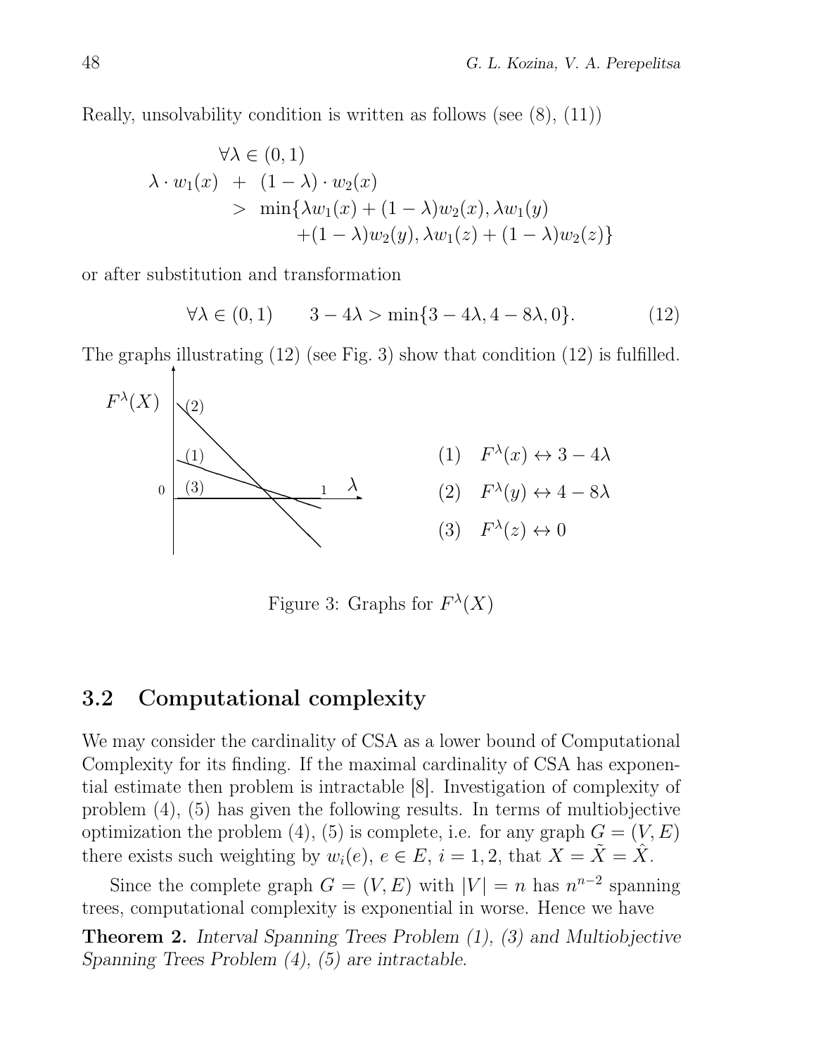Really, unsolvability condition is written as follows (see (8), (11))

$$
\begin{aligned}
&\forall \lambda \in (0,1) \\
\lambda \cdot w_1(x) \;&+\; (1-\lambda)\cdot w_2(x) \\
&> \min\{\lambda w_1(x) + (1-\lambda) w_2(x), \lambda w_1(y) \\
&\qquad + (1-\lambda) w_2(y), \lambda w_1(z) + (1-\lambda) w_2(z)\}
\end{aligned}
$$

or after substitution and transformation

$$
\forall \lambda \in (0,1) \qquad 3 - 4\lambda > \min\{3 - 4\lambda, 4 - 8\lambda, 0\}. \tag{12}
$$

The graphs illustrating (12) (see Fig. 3) show that condition (12) is fulfilled.

(1) $F^\lambda(x) \leftrightarrow 3 - 4\lambda$

(2) $F^\lambda(y) \leftrightarrow 4 - 8\lambda$

(3) $F^\lambda(z) \leftrightarrow 0$

Figure 3: Graphs for $F^\lambda(X)$

### 3.2 Computational complexity

We may consider the cardinality of CSA as a lower bound of Computational Complexity for its finding. If the maximal cardinality of CSA has exponential estimate then problem is intractable [8]. Investigation of complexity of problem (4), (5) has given the following results. In terms of multiobjective optimization the problem (4), (5) is complete, i.e. for any graph $G = (V, E)$ there exists such weighting by $w_i(e)$, $e \in E$, $i = 1, 2$, that $X = \tilde{X} = \hat{X}$.

Since the complete graph $G = (V, E)$ with $|V| = n$ has $n^{n-2}$ spanning trees, computational complexity is exponential in worse. Hence we have

**Theorem 2.** *Interval Spanning Trees Problem (1), (3) and Multiobjective Spanning Trees Problem (4), (5) are intractable.*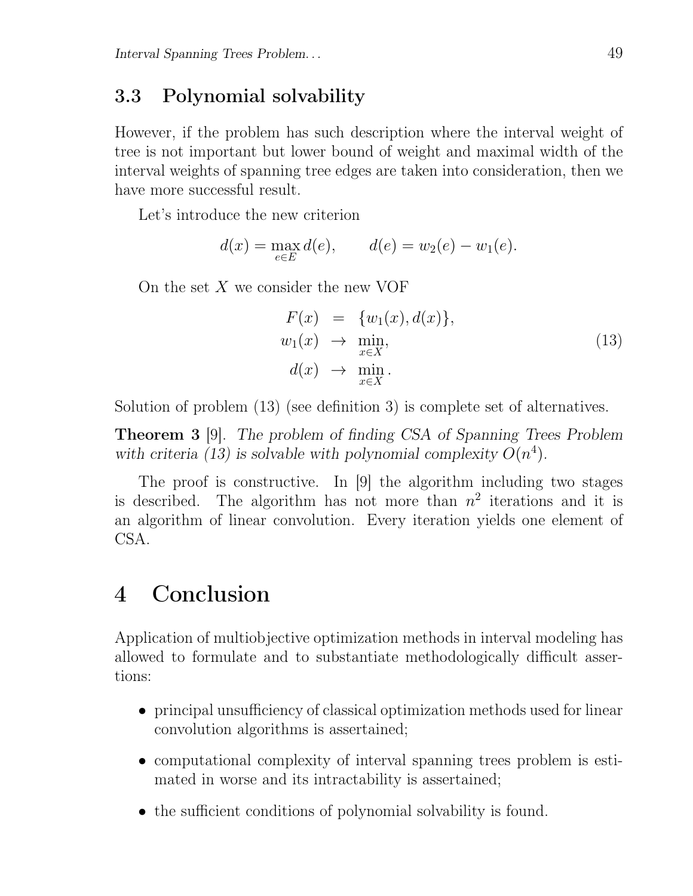### 3.3 Polynomial solvability

However, if the problem has such description where the interval weight of tree is not important but lower bound of weight and maximal width of the interval weights of spanning tree edges are taken into consideration, then we have more successful result.

Let's introduce the new criterion

$$d(x) = \max_{e \in E} d(e), \qquad d(e) = w_2(e) - w_1(e).$$

On the set $X$ we consider the new VOF

$$\begin{aligned} F(x) &= \{w_1(x), d(x)\}, \\ w_1(x) &\to \min_{x \in X}, \\ d(x) &\to \min_{x \in X}. \end{aligned} \tag{13}$$

Solution of problem (13) (see definition 3) is complete set of alternatives.

**Theorem 3** [9]. *The problem of finding CSA of Spanning Trees Problem with criteria (13) is solvable with polynomial complexity $O(n^4)$.*

The proof is constructive. In [9] the algorithm including two stages is described. The algorithm has not more than $n^2$ iterations and it is an algorithm of linear convolution. Every iteration yields one element of CSA.

# 4 Conclusion

Application of multiobjective optimization methods in interval modeling has allowed to formulate and to substantiate methodologically difficult assertions:

- principal unsufficiency of classical optimization methods used for linear convolution algorithms is assertained;
- computational complexity of interval spanning trees problem is estimated in worse and its intractability is assertained;
- the sufficient conditions of polynomial solvability is found.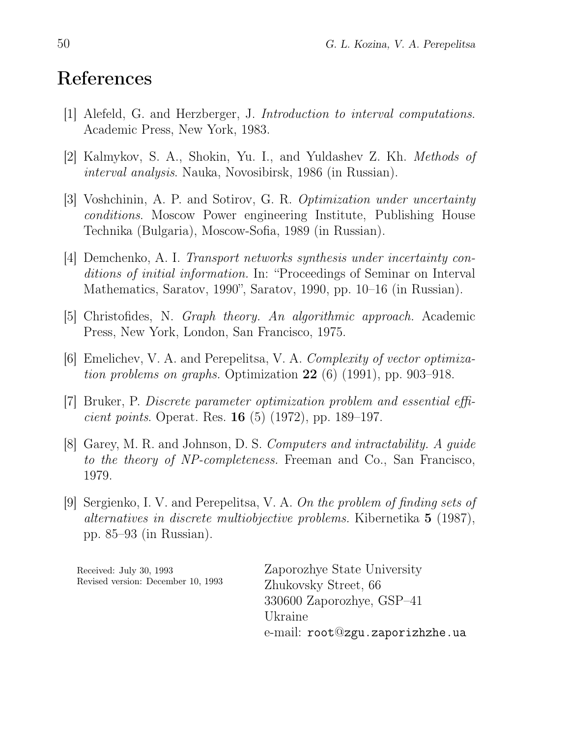# References

[1] Alefeld, G. and Herzberger, J. *Introduction to interval computations.* Academic Press, New York, 1983.

[2] Kalmykov, S. A., Shokin, Yu. I., and Yuldashev Z. Kh. *Methods of interval analysis*. Nauka, Novosibirsk, 1986 (in Russian).

[3] Voshchinin, A. P. and Sotirov, G. R. *Optimization under uncertainty conditions*. Moscow Power engineering Institute, Publishing House Technika (Bulgaria), Moscow-Sofia, 1989 (in Russian).

[4] Demchenko, A. I. *Transport networks synthesis under incertainty conditions of initial information.* In: "Proceedings of Seminar on Interval Mathematics, Saratov, 1990", Saratov, 1990, pp. 10–16 (in Russian).

[5] Christofides, N. *Graph theory. An algorithmic approach.* Academic Press, New York, London, San Francisco, 1975.

[6] Emelichev, V. A. and Perepelitsa, V. A. *Complexity of vector optimization problems on graphs.* Optimization **22** (6) (1991), pp. 903–918.

[7] Bruker, P. *Discrete parameter optimization problem and essential efficient points*. Operat. Res. **16** (5) (1972), pp. 189–197.

[8] Garey, M. R. and Johnson, D. S. *Computers and intractability. A guide to the theory of NP-completeness.* Freeman and Co., San Francisco, 1979.

[9] Sergienko, I. V. and Perepelitsa, V. A. *On the problem of finding sets of alternatives in discrete multiobjective problems.* Kibernetika **5** (1987), pp. 85–93 (in Russian).

Received: July 30, 1993
Revised version: December 10, 1993

Zaporozhye State University
Zhukovsky Street, 66
330600 Zaporozhye, GSP–41
Ukraine
e-mail: root@zgu.zaporizhzhe.ua